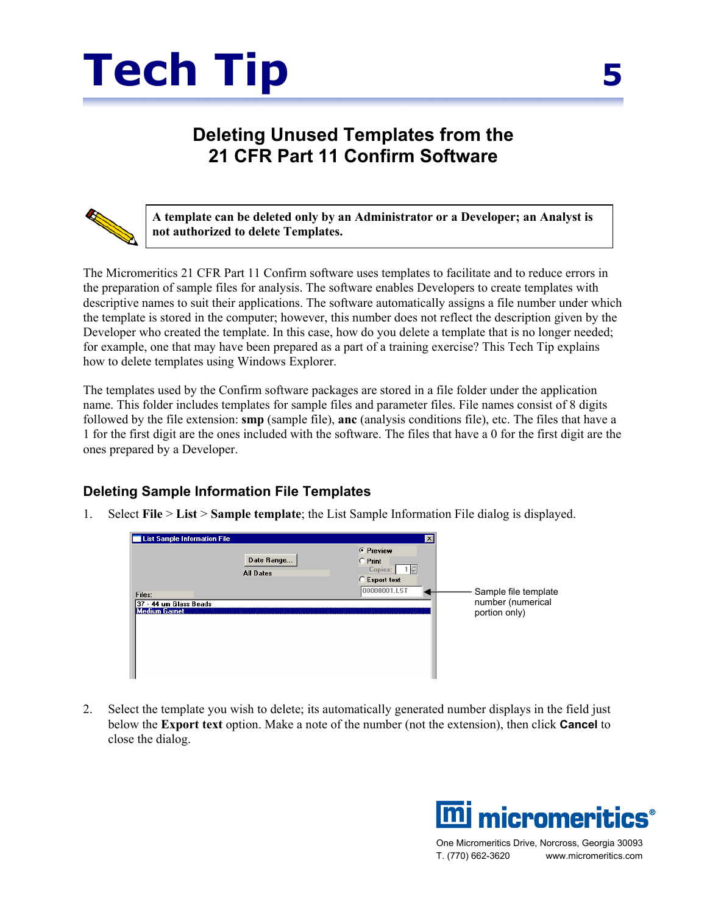# Tech Tip 5

## Deleting Unused Templates from the 21 CFR Part 11 Confirm Software

> **A template can be deleted only by an Administrator or a Developer; an Analyst is not authorized to delete Templates.**

The Micromeritics 21 CFR Part 11 Confirm software uses templates to facilitate and to reduce errors in the preparation of sample files for analysis. The software enables Developers to create templates with descriptive names to suit their applications. The software automatically assigns a file number under which the template is stored in the computer; however, this number does not reflect the description given by the Developer who created the template. In this case, how do you delete a template that is no longer needed; for example, one that may have been prepared as a part of a training exercise? This Tech Tip explains how to delete templates using Windows Explorer.

The templates used by the Confirm software packages are stored in a file folder under the application name. This folder includes templates for sample files and parameter files. File names consist of 8 digits followed by the file extension: **smp** (sample file), **anc** (analysis conditions file), etc. The files that have a 1 for the first digit are the ones included with the software. The files that have a 0 for the first digit are the ones prepared by a Developer.

### Deleting Sample Information File Templates

1. Select **File** > **List** > **Sample template**; the List Sample Information File dialog is displayed.

   Sample file template number (numerical portion only)

2. Select the template you wish to delete; its automatically generated number displays in the field just below the **Export text** option. Make a note of the number (not the extension), then click **Cancel** to close the dialog.

One Micromeritics Drive, Norcross, Georgia 30093
T. (770) 662-3620 www.micromeritics.com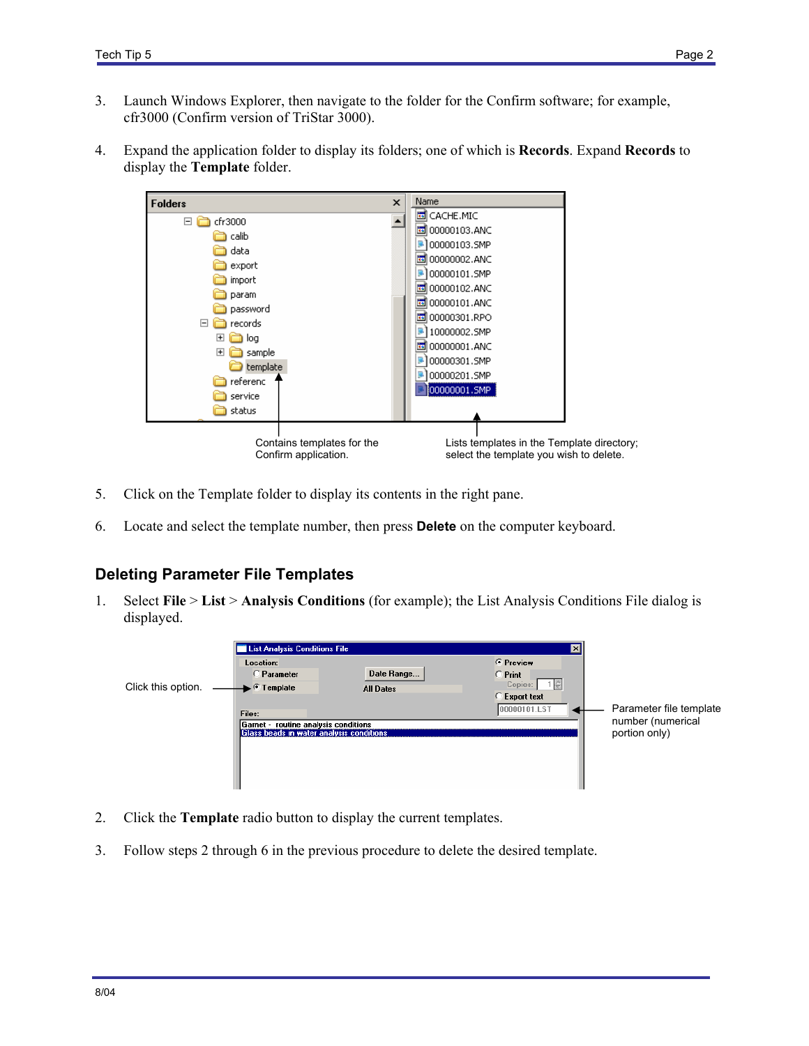3. Launch Windows Explorer, then navigate to the folder for the Confirm software; for example, cfr3000 (Confirm version of TriStar 3000).

4. Expand the application folder to display its folders; one of which is **Records**. Expand **Records** to display the **Template** folder.

Contains templates for the Confirm application.

Lists templates in the Template directory; select the template you wish to delete.

5. Click on the Template folder to display its contents in the right pane.

6. Locate and select the template number, then press **Delete** on the computer keyboard.

## Deleting Parameter File Templates

1. Select **File** > **List** > **Analysis Conditions** (for example); the List Analysis Conditions File dialog is displayed.

Click this option.

Parameter file template number (numerical portion only)

2. Click the **Template** radio button to display the current templates.

3. Follow steps 2 through 6 in the previous procedure to delete the desired template.